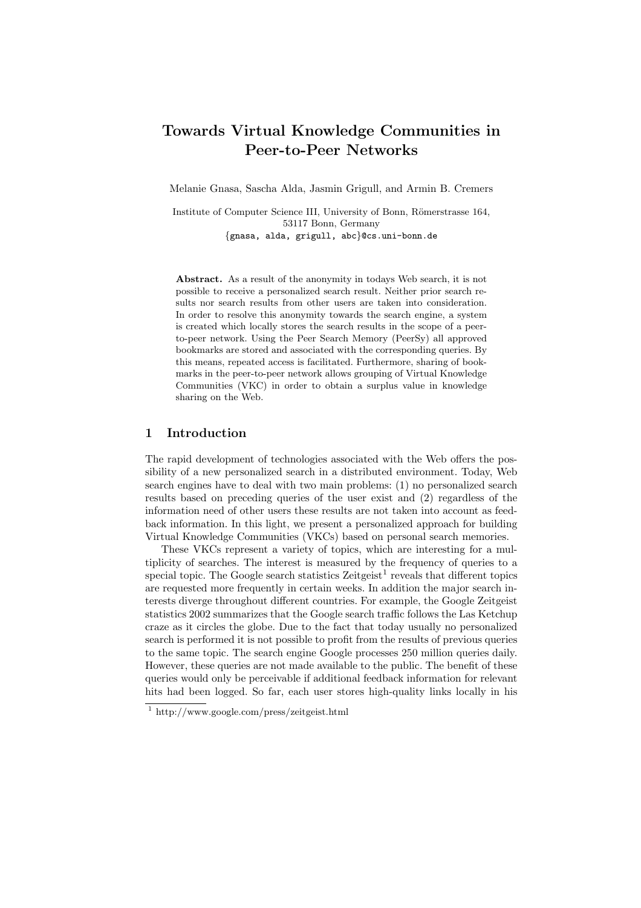# Towards Virtual Knowledge Communities in Peer-to-Peer Networks

Melanie Gnasa, Sascha Alda, Jasmin Grigull, and Armin B. Cremers

Institute of Computer Science III, University of Bonn, Römerstrasse 164, 53117 Bonn, Germany
{gnasa, alda, grigull, abc}@cs.uni-bonn.de

**Abstract.** As a result of the anonymity in todays Web search, it is not possible to receive a personalized search result. Neither prior search results nor search results from other users are taken into consideration. In order to resolve this anonymity towards the search engine, a system is created which locally stores the search results in the scope of a peer-to-peer network. Using the Peer Search Memory (PeerSy) all approved bookmarks are stored and associated with the corresponding queries. By this means, repeated access is facilitated. Furthermore, sharing of bookmarks in the peer-to-peer network allows grouping of Virtual Knowledge Communities (VKC) in order to obtain a surplus value in knowledge sharing on the Web.

## 1 Introduction

The rapid development of technologies associated with the Web offers the possibility of a new personalized search in a distributed environment. Today, Web search engines have to deal with two main problems: (1) no personalized search results based on preceding queries of the user exist and (2) regardless of the information need of other users these results are not taken into account as feedback information. In this light, we present a personalized approach for building Virtual Knowledge Communities (VKCs) based on personal search memories.

These VKCs represent a variety of topics, which are interesting for a multiplicity of searches. The interest is measured by the frequency of queries to a special topic. The Google search statistics Zeitgeist[1] reveals that different topics are requested more frequently in certain weeks. In addition the major search interests diverge throughout different countries. For example, the Google Zeitgeist statistics 2002 summarizes that the Google search traffic follows the Las Ketchup craze as it circles the globe. Due to the fact that today usually no personalized search is performed it is not possible to profit from the results of previous queries to the same topic. The search engine Google processes 250 million queries daily. However, these queries are not made available to the public. The benefit of these queries would only be perceivable if additional feedback information for relevant hits had been logged. So far, each user stores high-quality links locally in his

[1] http://www.google.com/press/zeitgeist.html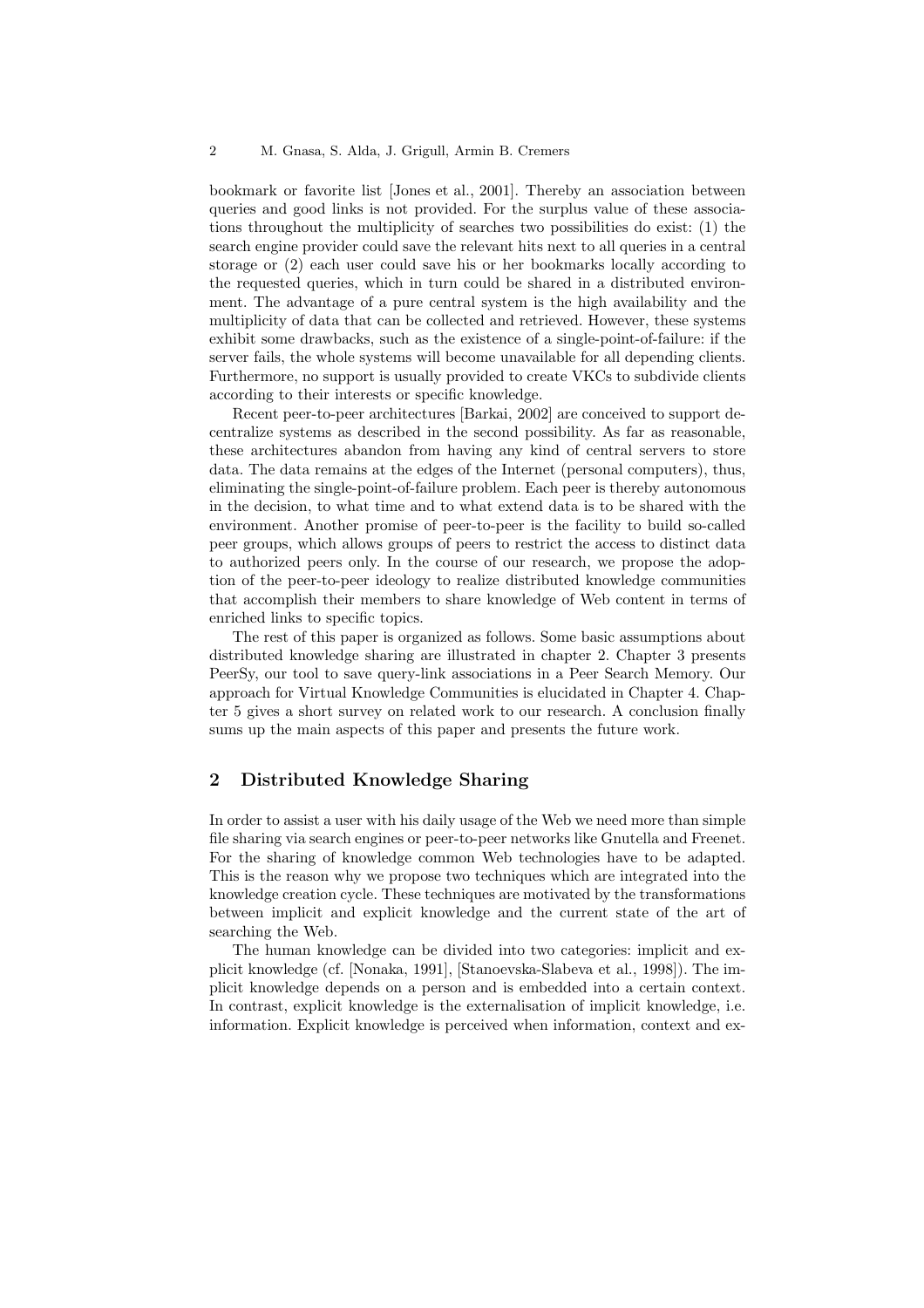bookmark or favorite list [Jones et al., 2001]. Thereby an association between queries and good links is not provided. For the surplus value of these associations throughout the multiplicity of searches two possibilities do exist: (1) the search engine provider could save the relevant hits next to all queries in a central storage or (2) each user could save his or her bookmarks locally according to the requested queries, which in turn could be shared in a distributed environment. The advantage of a pure central system is the high availability and the multiplicity of data that can be collected and retrieved. However, these systems exhibit some drawbacks, such as the existence of a single-point-of-failure: if the server fails, the whole systems will become unavailable for all depending clients. Furthermore, no support is usually provided to create VKCs to subdivide clients according to their interests or specific knowledge.

Recent peer-to-peer architectures [Barkai, 2002] are conceived to support decentralize systems as described in the second possibility. As far as reasonable, these architectures abandon from having any kind of central servers to store data. The data remains at the edges of the Internet (personal computers), thus, eliminating the single-point-of-failure problem. Each peer is thereby autonomous in the decision, to what time and to what extend data is to be shared with the environment. Another promise of peer-to-peer is the facility to build so-called peer groups, which allows groups of peers to restrict the access to distinct data to authorized peers only. In the course of our research, we propose the adoption of the peer-to-peer ideology to realize distributed knowledge communities that accomplish their members to share knowledge of Web content in terms of enriched links to specific topics.

The rest of this paper is organized as follows. Some basic assumptions about distributed knowledge sharing are illustrated in chapter 2. Chapter 3 presents PeerSy, our tool to save query-link associations in a Peer Search Memory. Our approach for Virtual Knowledge Communities is elucidated in Chapter 4. Chapter 5 gives a short survey on related work to our research. A conclusion finally sums up the main aspects of this paper and presents the future work.

## 2 Distributed Knowledge Sharing

In order to assist a user with his daily usage of the Web we need more than simple file sharing via search engines or peer-to-peer networks like Gnutella and Freenet. For the sharing of knowledge common Web technologies have to be adapted. This is the reason why we propose two techniques which are integrated into the knowledge creation cycle. These techniques are motivated by the transformations between implicit and explicit knowledge and the current state of the art of searching the Web.

The human knowledge can be divided into two categories: implicit and explicit knowledge (cf. [Nonaka, 1991], [Stanoevska-Slabeva et al., 1998]). The implicit knowledge depends on a person and is embedded into a certain context. In contrast, explicit knowledge is the externalisation of implicit knowledge, i.e. information. Explicit knowledge is perceived when information, context and ex-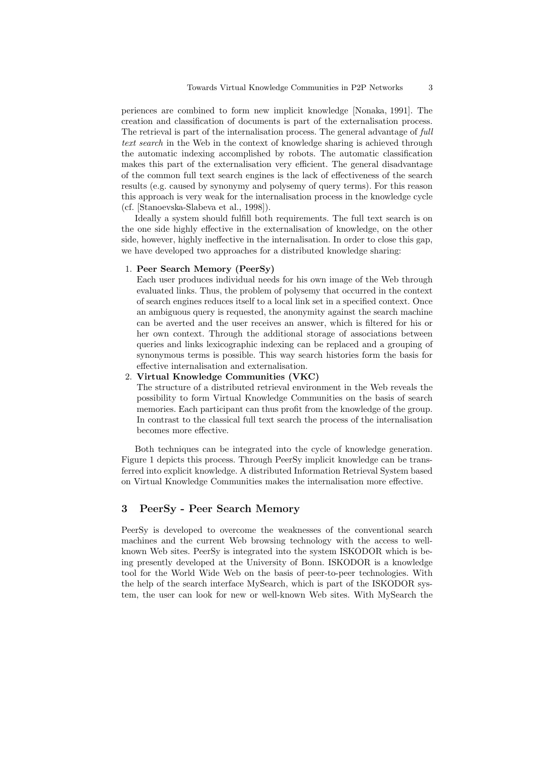periences are combined to form new implicit knowledge [Nonaka, 1991]. The creation and classification of documents is part of the externalisation process. The retrieval is part of the internalisation process. The general advantage of *full text search* in the Web in the context of knowledge sharing is achieved through the automatic indexing accomplished by robots. The automatic classification makes this part of the externalisation very efficient. The general disadvantage of the common full text search engines is the lack of effectiveness of the search results (e.g. caused by synonymy and polysemy of query terms). For this reason this approach is very weak for the internalisation process in the knowledge cycle (cf. [Stanoevska-Slabeva et al., 1998]).

Ideally a system should fulfill both requirements. The full text search is on the one side highly effective in the externalisation of knowledge, on the other side, however, highly ineffective in the internalisation. In order to close this gap, we have developed two approaches for a distributed knowledge sharing:

1. **Peer Search Memory (PeerSy)**
   Each user produces individual needs for his own image of the Web through evaluated links. Thus, the problem of polysemy that occurred in the context of search engines reduces itself to a local link set in a specified context. Once an ambiguous query is requested, the anonymity against the search machine can be averted and the user receives an answer, which is filtered for his or her own context. Through the additional storage of associations between queries and links lexicographic indexing can be replaced and a grouping of synonymous terms is possible. This way search histories form the basis for effective internalisation and externalisation.
2. **Virtual Knowledge Communities (VKC)**
   The structure of a distributed retrieval environment in the Web reveals the possibility to form Virtual Knowledge Communities on the basis of search memories. Each participant can thus profit from the knowledge of the group. In contrast to the classical full text search the process of the internalisation becomes more effective.

Both techniques can be integrated into the cycle of knowledge generation. Figure 1 depicts this process. Through PeerSy implicit knowledge can be transferred into explicit knowledge. A distributed Information Retrieval System based on Virtual Knowledge Communities makes the internalisation more effective.

## 3 PeerSy - Peer Search Memory

PeerSy is developed to overcome the weaknesses of the conventional search machines and the current Web browsing technology with the access to well-known Web sites. PeerSy is integrated into the system ISKODOR which is being presently developed at the University of Bonn. ISKODOR is a knowledge tool for the World Wide Web on the basis of peer-to-peer technologies. With the help of the search interface MySearch, which is part of the ISKODOR system, the user can look for new or well-known Web sites. With MySearch the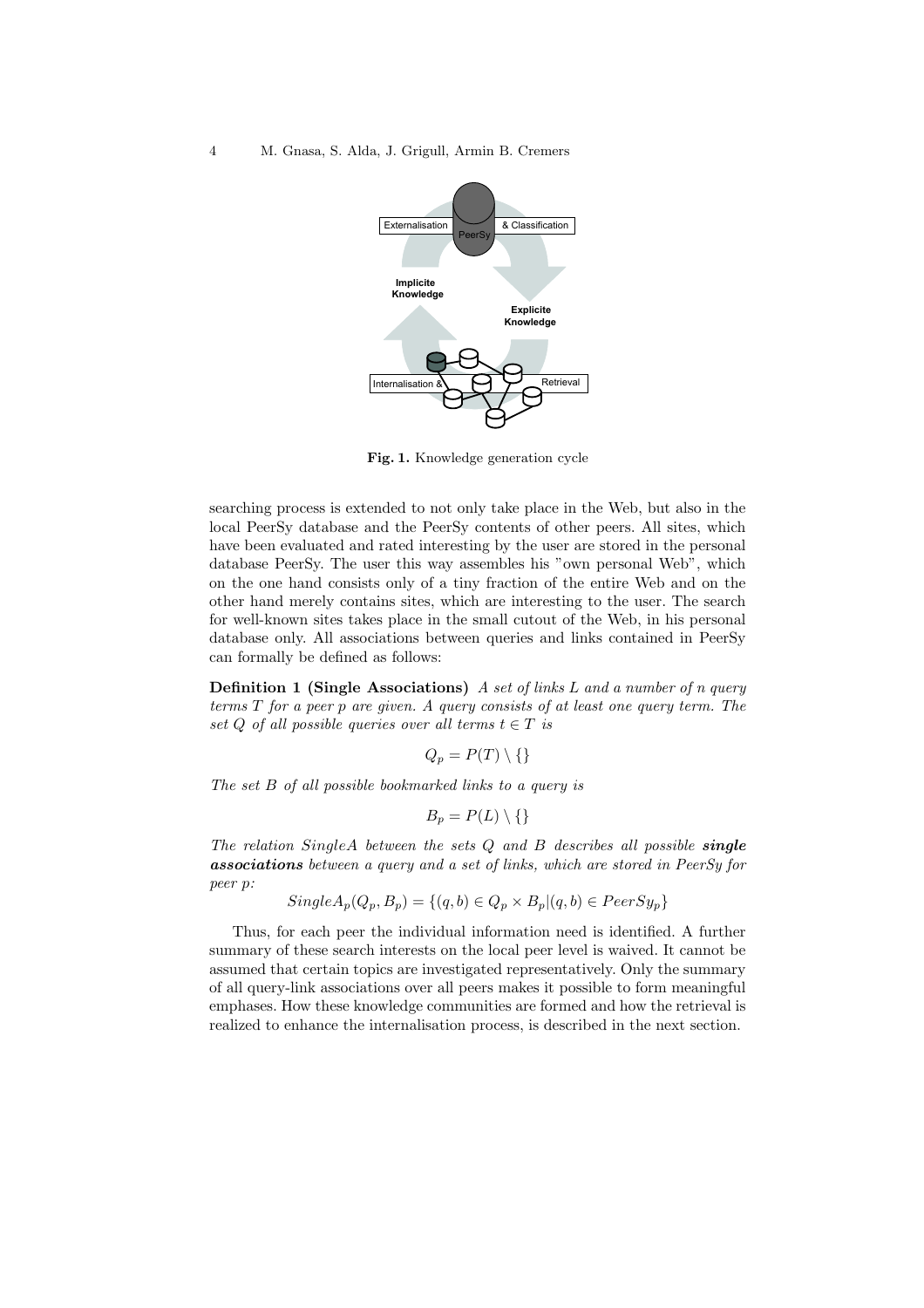Fig. 1. Knowledge generation cycle

searching process is extended to not only take place in the Web, but also in the local PeerSy database and the PeerSy contents of other peers. All sites, which have been evaluated and rated interesting by the user are stored in the personal database PeerSy. The user this way assembles his "own personal Web", which on the one hand consists only of a tiny fraction of the entire Web and on the other hand merely contains sites, which are interesting to the user. The search for well-known sites takes place in the small cutout of the Web, in his personal database only. All associations between queries and links contained in PeerSy can formally be defined as follows:

**Definition 1 (Single Associations)** *A set of links $L$ and a number of $n$ query terms $T$ for a peer $p$ are given. A query consists of at least one query term. The set $Q$ of all possible queries over all terms $t \in T$ is*

$$Q_p = P(T) \setminus \{\}$$

*The set $B$ of all possible bookmarked links to a query is*

$$B_p = P(L) \setminus \{\}$$

*The relation $SingleA$ between the sets $Q$ and $B$ describes all possible **single associations** between a query and a set of links, which are stored in PeerSy for peer $p$:*

$$SingleA_p(Q_p, B_p) = \{(q, b) \in Q_p \times B_p | (q, b) \in PeerSy_p\}$$

Thus, for each peer the individual information need is identified. A further summary of these search interests on the local peer level is waived. It cannot be assumed that certain topics are investigated representatively. Only the summary of all query-link associations over all peers makes it possible to form meaningful emphases. How these knowledge communities are formed and how the retrieval is realized to enhance the internalisation process, is described in the next section.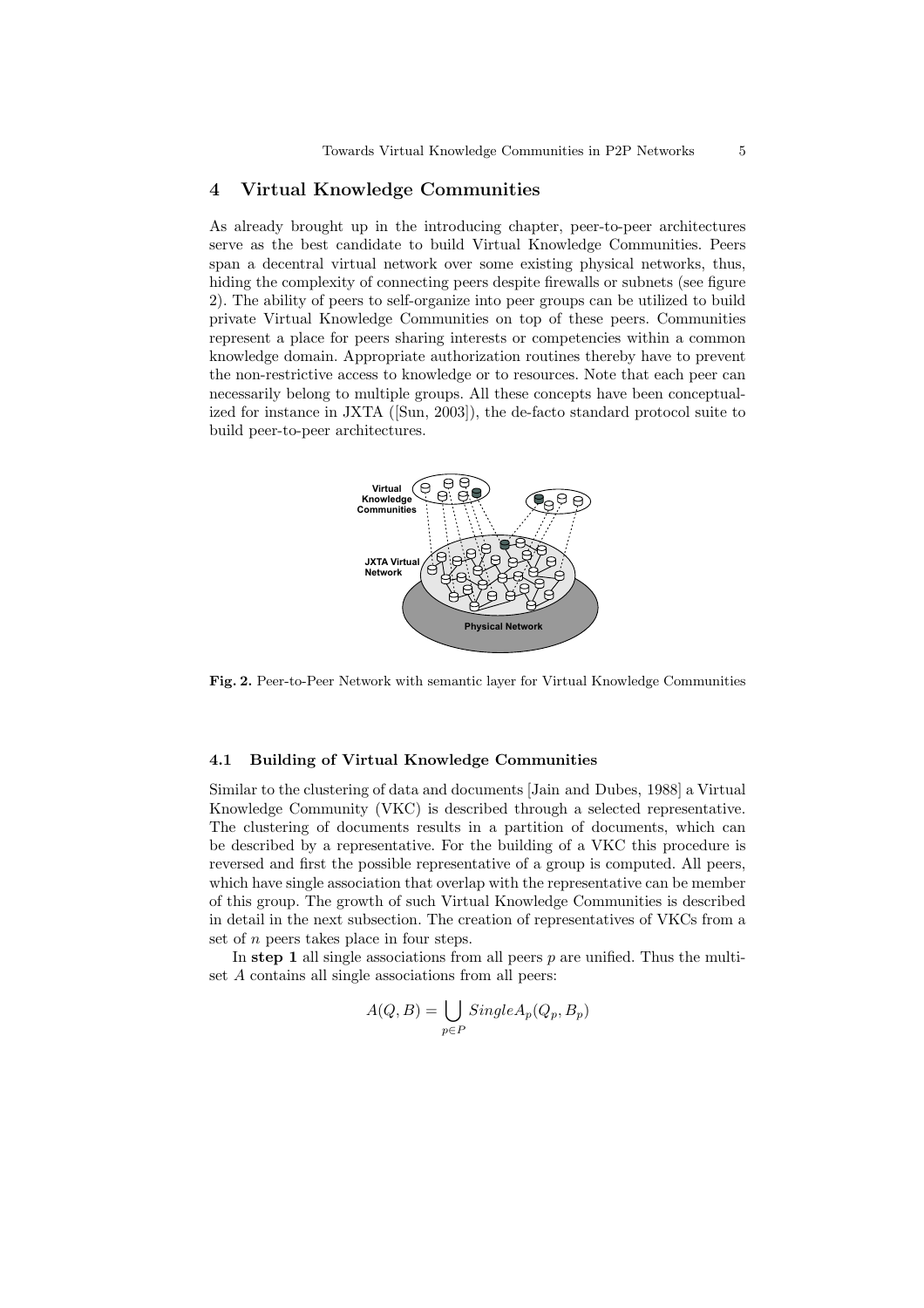## 4 Virtual Knowledge Communities

As already brought up in the introducing chapter, peer-to-peer architectures serve as the best candidate to build Virtual Knowledge Communities. Peers span a decentral virtual network over some existing physical networks, thus, hiding the complexity of connecting peers despite firewalls or subnets (see figure 2). The ability of peers to self-organize into peer groups can be utilized to build private Virtual Knowledge Communities on top of these peers. Communities represent a place for peers sharing interests or competencies within a common knowledge domain. Appropriate authorization routines thereby have to prevent the non-restrictive access to knowledge or to resources. Note that each peer can necessarily belong to multiple groups. All these concepts have been conceptualized for instance in JXTA ([Sun, 2003]), the de-facto standard protocol suite to build peer-to-peer architectures.

**Fig. 2.** Peer-to-Peer Network with semantic layer for Virtual Knowledge Communities

### 4.1 Building of Virtual Knowledge Communities

Similar to the clustering of data and documents [Jain and Dubes, 1988] a Virtual Knowledge Community (VKC) is described through a selected representative. The clustering of documents results in a partition of documents, which can be described by a representative. For the building of a VKC this procedure is reversed and first the possible representative of a group is computed. All peers, which have single association that overlap with the representative can be member of this group. The growth of such Virtual Knowledge Communities is described in detail in the next subsection. The creation of representatives of VKCs from a set of $n$ peers takes place in four steps.

In **step 1** all single associations from all peers $p$ are unified. Thus the multiset $A$ contains all single associations from all peers:

$$A(Q, B) = \bigcup_{p \in P} SingleA_p(Q_p, B_p)$$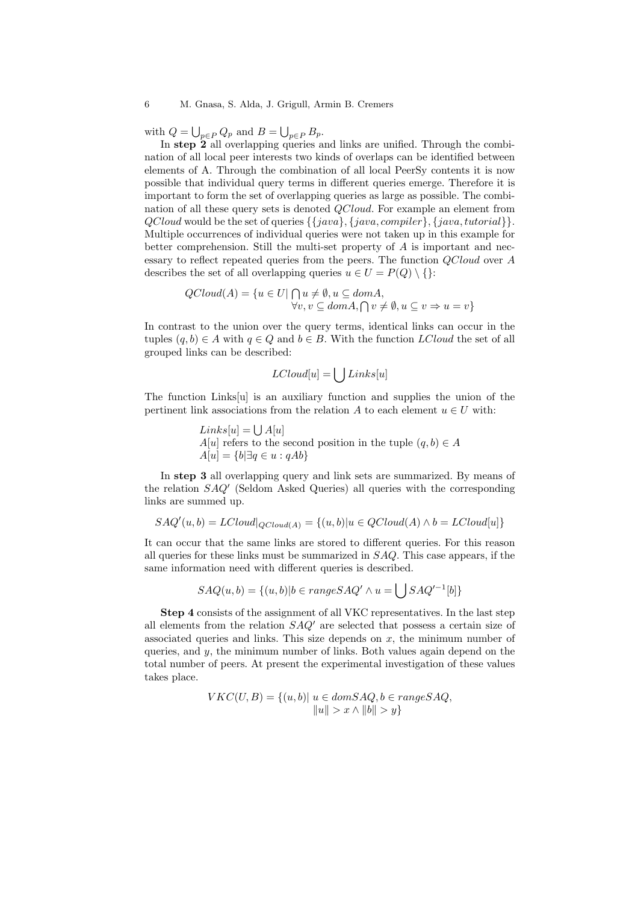with $Q = \bigcup_{p \in P} Q_p$ and $B = \bigcup_{p \in P} B_p$.

In **step 2** all overlapping queries and links are unified. Through the combination of all local peer interests two kinds of overlaps can be identified between elements of A. Through the combination of all local PeerSy contents it is now possible that individual query terms in different queries emerge. Therefore it is important to form the set of overlapping queries as large as possible. The combination of all these query sets is denoted $QCloud$. For example an element from $QCloud$ would be the set of queries $\{\{java\}, \{java, compiler\}, \{java, tutorial\}\}$. Multiple occurrences of individual queries were not taken up in this example for better comprehension. Still the multi-set property of $A$ is important and necessary to reflect repeated queries from the peers. The function $QCloud$ over $A$ describes the set of all overlapping queries $u \in U = P(Q) \setminus \{\}$:

$$QCloud(A) = \{u \in U | \bigcap u \neq \emptyset, u \subseteq domA, \\ \forall v, v \subseteq domA, \bigcap v \neq \emptyset, u \subseteq v \Rightarrow u = v\}$$

In contrast to the union over the query terms, identical links can occur in the tuples $(q, b) \in A$ with $q \in Q$ and $b \in B$. With the function $LCloud$ the set of all grouped links can be described:

$$LCloud[u] = \bigcup Links[u]$$

The function Links[u] is an auxiliary function and supplies the union of the pertinent link associations from the relation $A$ to each element $u \in U$ with:

$Links[u] = \bigcup A[u]$
$A[u]$ refers to the second position in the tuple $(q, b) \in A$
$A[u] = \{b | \exists q \in u : qAb\}$

In **step 3** all overlapping query and link sets are summarized. By means of the relation $SAQ'$ (Seldom Asked Queries) all queries with the corresponding links are summed up.

$$SAQ'(u, b) = LCloud|_{QCloud(A)} = \{(u, b) | u \in QCloud(A) \wedge b = LCloud[u]\}$$

It can occur that the same links are stored to different queries. For this reason all queries for these links must be summarized in $SAQ$. This case appears, if the same information need with different queries is described.

$$SAQ(u, b) = \{(u, b) | b \in rangeSAQ' \wedge u = \bigcup SAQ'^{-1}[b]\}$$

**Step 4** consists of the assignment of all VKC representatives. In the last step all elements from the relation $SAQ'$ are selected that possess a certain size of associated queries and links. This size depends on $x$, the minimum number of queries, and $y$, the minimum number of links. Both values again depend on the total number of peers. At present the experimental investigation of these values takes place.

$$VKC(U, B) = \{(u, b) |\ u \in domSAQ, b \in rangeSAQ, \\ \|u\| > x \wedge \|b\| > y\}$$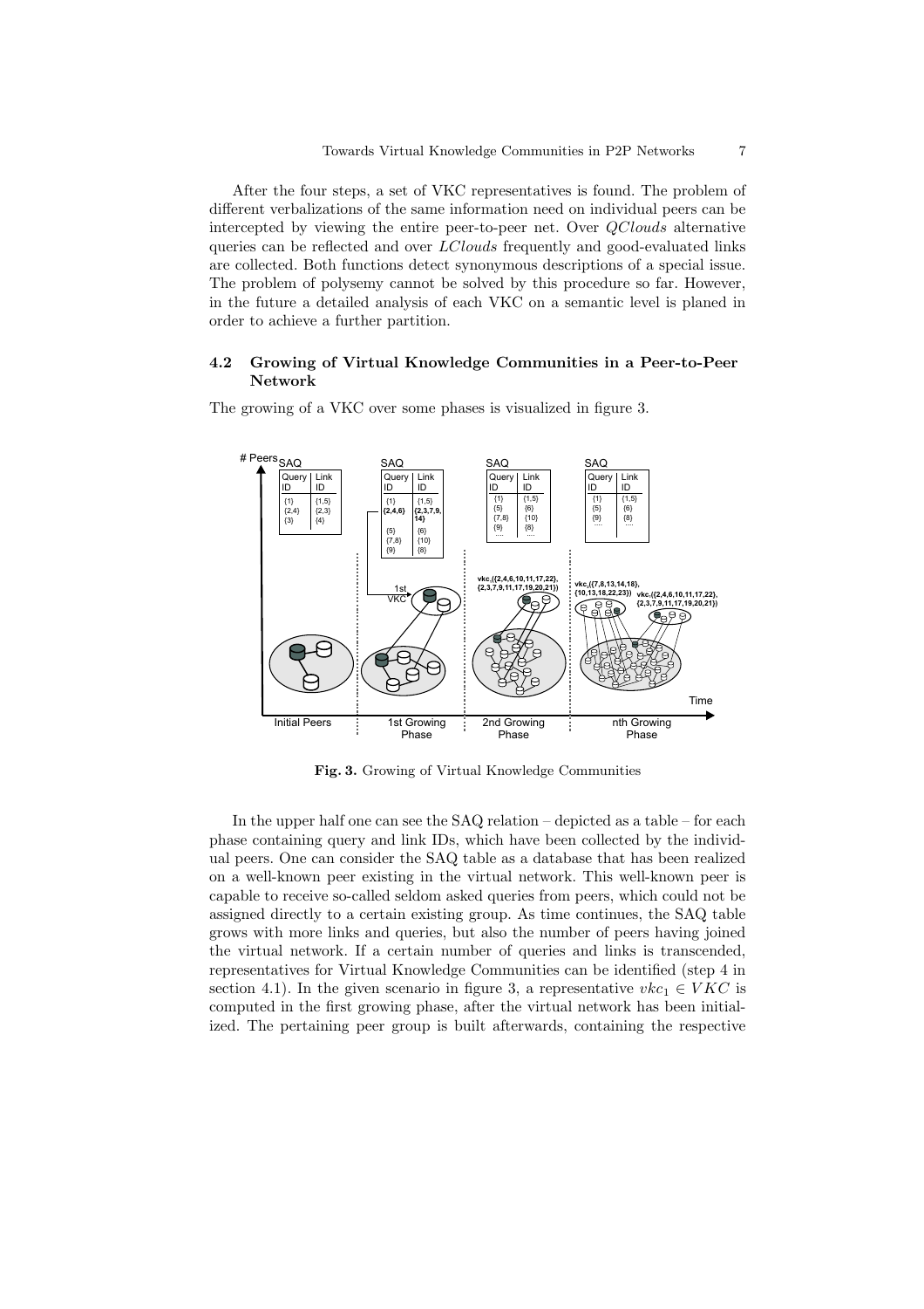After the four steps, a set of VKC representatives is found. The problem of different verbalizations of the same information need on individual peers can be intercepted by viewing the entire peer-to-peer net. Over *QClouds* alternative queries can be reflected and over *LClouds* frequently and good-evaluated links are collected. Both functions detect synonymous descriptions of a special issue. The problem of polysemy cannot be solved by this procedure so far. However, in the future a detailed analysis of each VKC on a semantic level is planed in order to achieve a further partition.

### 4.2 Growing of Virtual Knowledge Communities in a Peer-to-Peer Network

The growing of a VKC over some phases is visualized in figure 3.

**Fig. 3.** Growing of Virtual Knowledge Communities

In the upper half one can see the SAQ relation – depicted as a table – for each phase containing query and link IDs, which have been collected by the individual peers. One can consider the SAQ table as a database that has been realized on a well-known peer existing in the virtual network. This well-known peer is capable to receive so-called seldom asked queries from peers, which could not be assigned directly to a certain existing group. As time continues, the SAQ table grows with more links and queries, but also the number of peers having joined the virtual network. If a certain number of queries and links is transcended, representatives for Virtual Knowledge Communities can be identified (step 4 in section 4.1). In the given scenario in figure 3, a representative $vkc_1 \in VKC$ is computed in the first growing phase, after the virtual network has been initialized. The pertaining peer group is built afterwards, containing the respective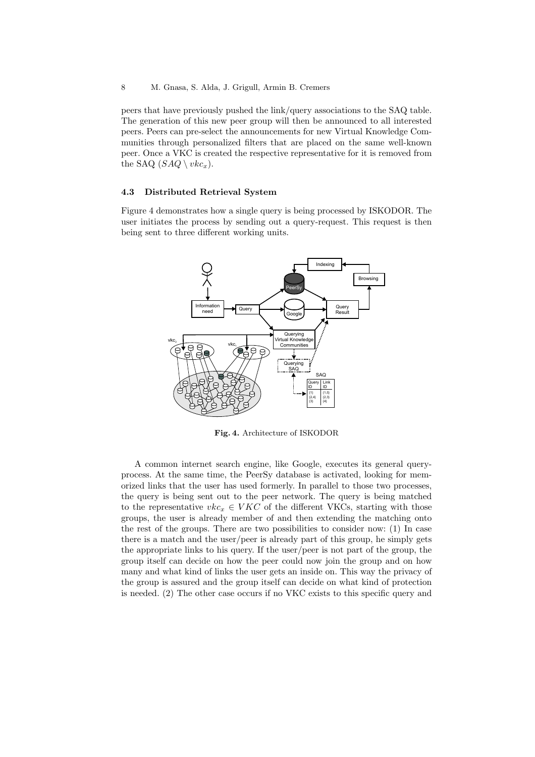peers that have previously pushed the link/query associations to the SAQ table. The generation of this new peer group will then be announced to all interested peers. Peers can pre-select the announcements for new Virtual Knowledge Communities through personalized filters that are placed on the same well-known peer. Once a VKC is created the respective representative for it is removed from the SAQ ($SAQ \setminus vkc_x$).

### 4.3 Distributed Retrieval System

Figure 4 demonstrates how a single query is being processed by ISKODOR. The user initiates the process by sending out a query-request. This request is then being sent to three different working units.

**Fig. 4.** Architecture of ISKODOR

A common internet search engine, like Google, executes its general query-process. At the same time, the PeerSy database is activated, looking for memorized links that the user has used formerly. In parallel to those two processes, the query is being sent out to the peer network. The query is being matched to the representative $vkc_x \in VKC$ of the different VKCs, starting with those groups, the user is already member of and then extending the matching onto the rest of the groups. There are two possibilities to consider now: (1) In case there is a match and the user/peer is already part of this group, he simply gets the appropriate links to his query. If the user/peer is not part of the group, the group itself can decide on how the peer could now join the group and on how many and what kind of links the user gets an inside on. This way the privacy of the group is assured and the group itself can decide on what kind of protection is needed. (2) The other case occurs if no VKC exists to this specific query and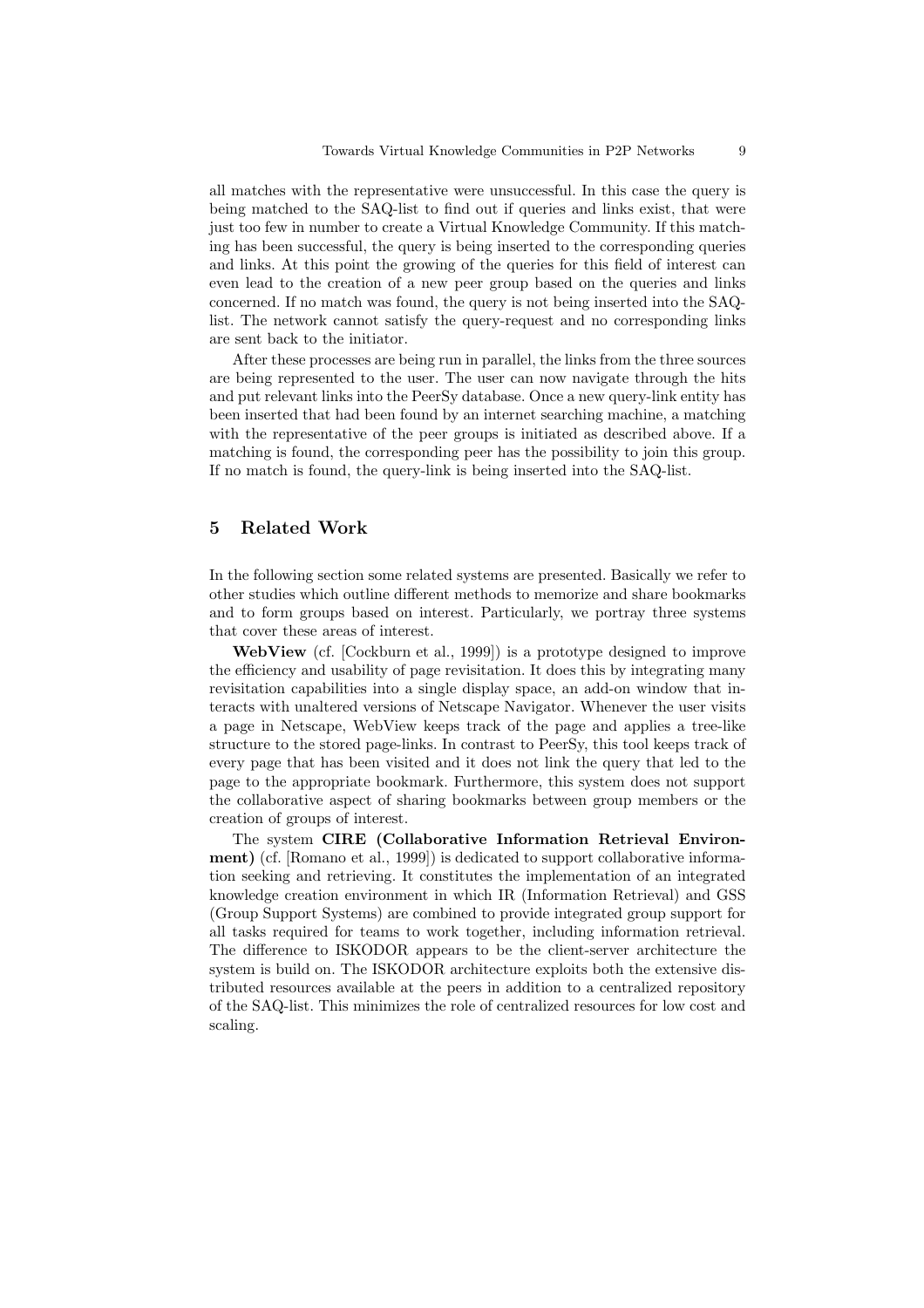all matches with the representative were unsuccessful. In this case the query is being matched to the SAQ-list to find out if queries and links exist, that were just too few in number to create a Virtual Knowledge Community. If this matching has been successful, the query is being inserted to the corresponding queries and links. At this point the growing of the queries for this field of interest can even lead to the creation of a new peer group based on the queries and links concerned. If no match was found, the query is not being inserted into the SAQ-list. The network cannot satisfy the query-request and no corresponding links are sent back to the initiator.

After these processes are being run in parallel, the links from the three sources are being represented to the user. The user can now navigate through the hits and put relevant links into the PeerSy database. Once a new query-link entity has been inserted that had been found by an internet searching machine, a matching with the representative of the peer groups is initiated as described above. If a matching is found, the corresponding peer has the possibility to join this group. If no match is found, the query-link is being inserted into the SAQ-list.

## 5 Related Work

In the following section some related systems are presented. Basically we refer to other studies which outline different methods to memorize and share bookmarks and to form groups based on interest. Particularly, we portray three systems that cover these areas of interest.

**WebView** (cf. [Cockburn et al., 1999]) is a prototype designed to improve the efficiency and usability of page revisitation. It does this by integrating many revisitation capabilities into a single display space, an add-on window that interacts with unaltered versions of Netscape Navigator. Whenever the user visits a page in Netscape, WebView keeps track of the page and applies a tree-like structure to the stored page-links. In contrast to PeerSy, this tool keeps track of every page that has been visited and it does not link the query that led to the page to the appropriate bookmark. Furthermore, this system does not support the collaborative aspect of sharing bookmarks between group members or the creation of groups of interest.

The system **CIRE (Collaborative Information Retrieval Environment)** (cf. [Romano et al., 1999]) is dedicated to support collaborative information seeking and retrieving. It constitutes the implementation of an integrated knowledge creation environment in which IR (Information Retrieval) and GSS (Group Support Systems) are combined to provide integrated group support for all tasks required for teams to work together, including information retrieval. The difference to ISKODOR appears to be the client-server architecture the system is build on. The ISKODOR architecture exploits both the extensive distributed resources available at the peers in addition to a centralized repository of the SAQ-list. This minimizes the role of centralized resources for low cost and scaling.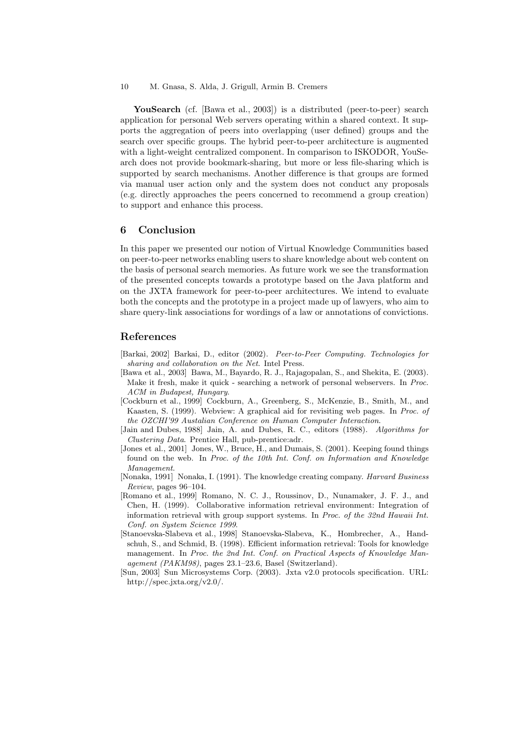**YouSearch** (cf. [Bawa et al., 2003]) is a distributed (peer-to-peer) search application for personal Web servers operating within a shared context. It supports the aggregation of peers into overlapping (user defined) groups and the search over specific groups. The hybrid peer-to-peer architecture is augmented with a light-weight centralized component. In comparison to ISKODOR, YouSearch does not provide bookmark-sharing, but more or less file-sharing which is supported by search mechanisms. Another difference is that groups are formed via manual user action only and the system does not conduct any proposals (e.g. directly approaches the peers concerned to recommend a group creation) to support and enhance this process.

## 6 Conclusion

In this paper we presented our notion of Virtual Knowledge Communities based on peer-to-peer networks enabling users to share knowledge about web content on the basis of personal search memories. As future work we see the transformation of the presented concepts towards a prototype based on the Java platform and on the JXTA framework for peer-to-peer architectures. We intend to evaluate both the concepts and the prototype in a project made up of lawyers, who aim to share query-link associations for wordings of a law or annotations of convictions.

## References

[Barkai, 2002] Barkai, D., editor (2002). *Peer-to-Peer Computing. Technologies for sharing and collaboration on the Net*. Intel Press.

[Bawa et al., 2003] Bawa, M., Bayardo, R. J., Rajagopalan, S., and Shekita, E. (2003). Make it fresh, make it quick - searching a network of personal webservers. In *Proc. ACM in Budapest, Hungary*.

[Cockburn et al., 1999] Cockburn, A., Greenberg, S., McKenzie, B., Smith, M., and Kaasten, S. (1999). Webview: A graphical aid for revisiting web pages. In *Proc. of the OZCHI'99 Austalian Conference on Human Computer Interaction*.

[Jain and Dubes, 1988] Jain, A. and Dubes, R. C., editors (1988). *Algorithms for Clustering Data*. Prentice Hall, pub-prentice:adr.

[Jones et al., 2001] Jones, W., Bruce, H., and Dumais, S. (2001). Keeping found things found on the web. In *Proc. of the 10th Int. Conf. on Information and Knowledge Management*.

[Nonaka, 1991] Nonaka, I. (1991). The knowledge creating company. *Harvard Business Review*, pages 96–104.

[Romano et al., 1999] Romano, N. C. J., Roussinov, D., Nunamaker, J. F. J., and Chen, H. (1999). Collaborative information retrieval environment: Integration of information retrieval with group support systems. In *Proc. of the 32nd Hawaii Int. Conf. on System Science 1999*.

[Stanoevska-Slabeva et al., 1998] Stanoevska-Slabeva, K., Hombrecher, A., Handschuh, S., and Schmid, B. (1998). Efficient information retrieval: Tools for knowledge management. In *Proc. the 2nd Int. Conf. on Practical Aspects of Knowledge Management (PAKM98)*, pages 23.1–23.6, Basel (Switzerland).

[Sun, 2003] Sun Microsystems Corp. (2003). Jxta v2.0 protocols specification. URL: http://spec.jxta.org/v2.0/.